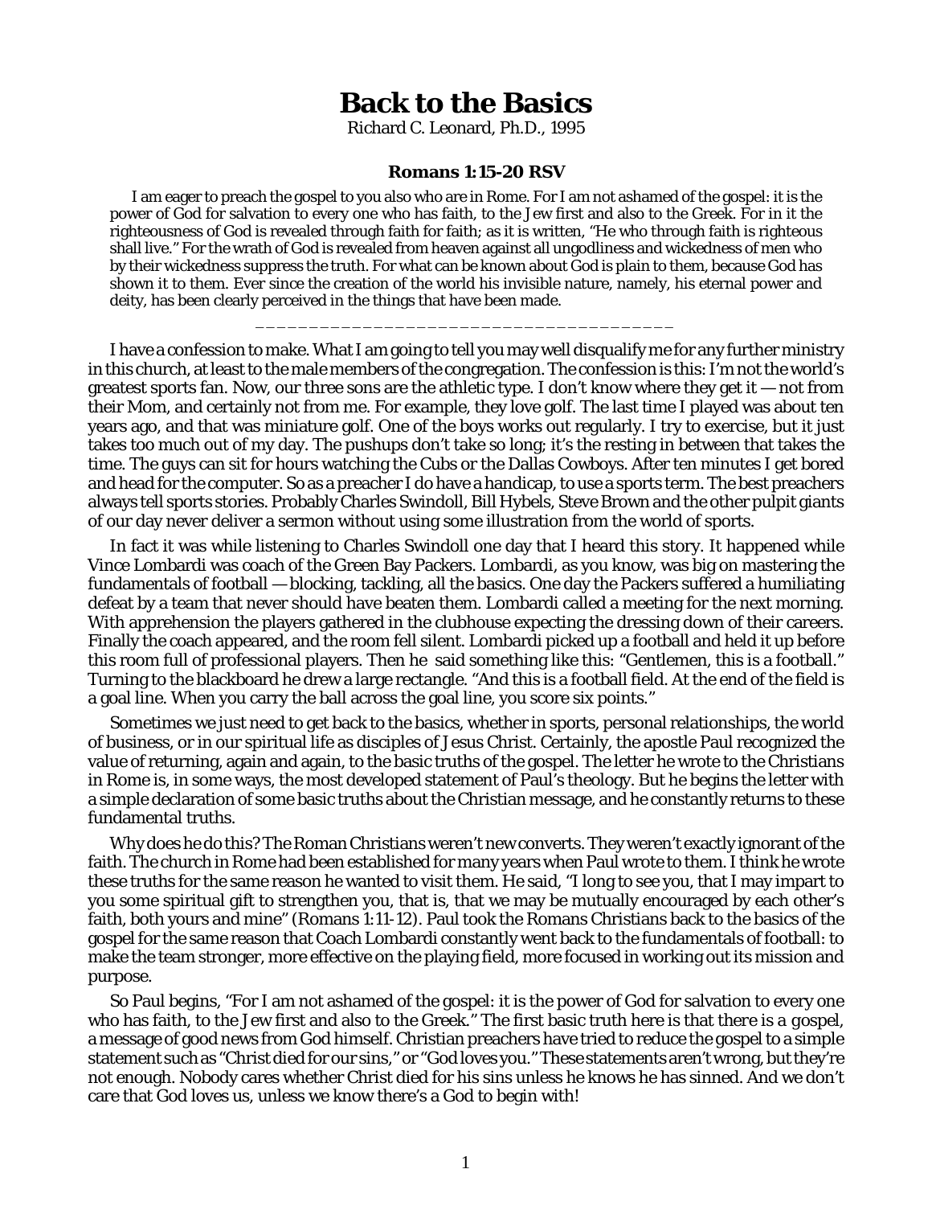# Back to the Basics

Richard C. Leonard, Ph.D., 1995

**Romans 1:15-20 RSV**

I am eager to preach the gospel to you also who are in Rome. For I am not ashamed of the gospel: it is the power of God for salvation to every one who has faith, to the Jew first and also to the Greek. For in it the righteousness of God is revealed through faith for faith; as it is written, "He who through faith is righteous shall live." For the wrath of God is revealed from heaven against all ungodliness and wickedness of men who by their wickedness suppress the truth. For what can be known about God is plain to them, because God has shown it to them. Ever since the creation of the world his invisible nature, namely, his eternal power and deity, has been clearly perceived in the things that have been made.

______________________________________

I have a confession to make. What I am going to tell you may well disqualify me for any further ministry in this church, at least to the male members of the congregation. The confession is this: I'm not the world's greatest sports fan. Now, our three sons are the athletic type. I don't know where they get it — not from their Mom, and certainly not from me. For example, they love golf. The last time I played was about ten years ago, and that was miniature golf. One of the boys works out regularly. I try to exercise, but it just takes too much out of my day. The pushups don't take so long; it's the resting in between that takes the time. The guys can sit for hours watching the Cubs or the Dallas Cowboys. After ten minutes I get bored and head for the computer. So as a preacher I do have a handicap, to use a sports term. The best preachers always tell sports stories. Probably Charles Swindoll, Bill Hybels, Steve Brown and the other pulpit giants of our day never deliver a sermon without using some illustration from the world of sports.

In fact it was while listening to Charles Swindoll one day that I heard this story. It happened while Vince Lombardi was coach of the Green Bay Packers. Lombardi, as you know, was big on mastering the fundamentals of football — blocking, tackling, all the basics. One day the Packers suffered a humiliating defeat by a team that never should have beaten them. Lombardi called a meeting for the next morning. With apprehension the players gathered in the clubhouse expecting the dressing down of their careers. Finally the coach appeared, and the room fell silent. Lombardi picked up a football and held it up before this room full of professional players. Then he said something like this: "Gentlemen, this is a football." Turning to the blackboard he drew a large rectangle. "And this is a football field. At the end of the field is a goal line. When you carry the ball across the goal line, you score six points."

Sometimes we just need to get back to the basics, whether in sports, personal relationships, the world of business, or in our spiritual life as disciples of Jesus Christ. Certainly, the apostle Paul recognized the value of returning, again and again, to the basic truths of the gospel. The letter he wrote to the Christians in Rome is, in some ways, the most developed statement of Paul's theology. But he begins the letter with a simple declaration of some basic truths about the Christian message, and he constantly returns to these fundamental truths.

Why does he do this? The Roman Christians weren't new converts. They weren't exactly ignorant of the faith. The church in Rome had been established for many years when Paul wrote to them. I think he wrote these truths for the same reason he wanted to visit them. He said, "I long to see you, that I may impart to you some spiritual gift to strengthen you, that is, that we may be mutually encouraged by each other's faith, both yours and mine" (Romans 1:11-12). Paul took the Romans Christians back to the basics of the gospel for the same reason that Coach Lombardi constantly went back to the fundamentals of football: to make the team stronger, more effective on the playing field, more focused in working out its mission and purpose.

So Paul begins, "For I am not ashamed of the gospel: it is the power of God for salvation to every one who has faith, to the Jew first and also to the Greek." The first basic truth here is that there *is* a gospel, a message of good news from God himself. Christian preachers have tried to reduce the gospel to a simple statement such as "Christ died for our sins," or "God loves you." These statements aren't wrong, but they're not enough. Nobody cares whether Christ died for his sins unless he knows he has sinned. And we don't care that God loves us, unless we know there's a God to begin with!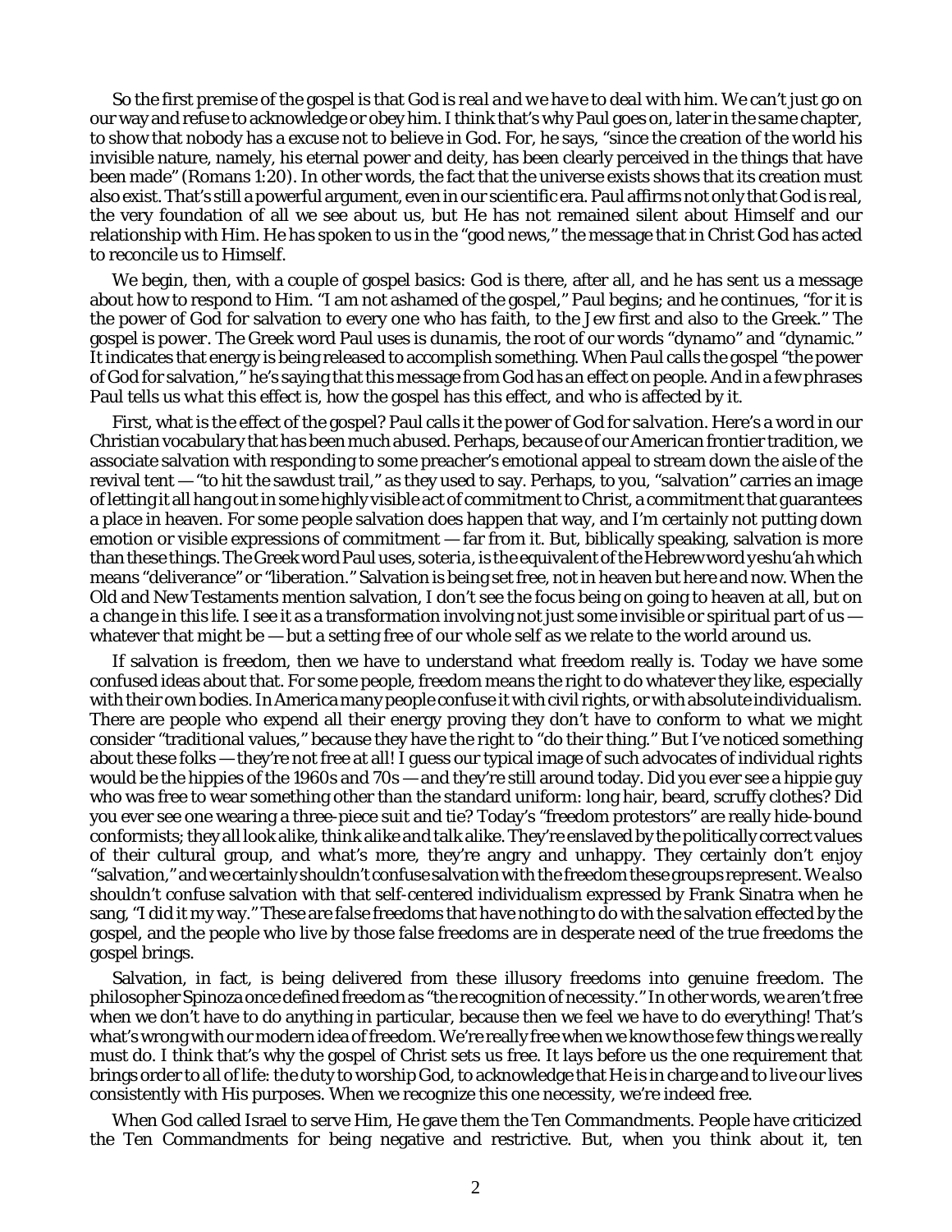So the first premise of the gospel is that God is *real and we have to deal with him*. We can't just go on our way and refuse to acknowledge or obey him. I think that's why Paul goes on, later in the same chapter, to show that nobody has a excuse not to believe in God. For, he says, "since the creation of the world his invisible nature, namely, his eternal power and deity, has been clearly perceived in the things that have been made" (Romans 1:20). In other words, the fact that the universe exists shows that its creation must also exist. That's still a powerful argument, even in our scientific era. Paul affirms not only that God is real, the very foundation of all we see about us, but He has not remained silent about Himself and our relationship with Him. He has spoken to us in the "good news," the message that in Christ God has acted to reconcile us to Himself.

We begin, then, with a couple of gospel basics: God is there, after all, and he has sent us a message about how to respond to Him. "I am not ashamed of the gospel," Paul begins; and he continues, "for it is the power of God for salvation to every one who has faith, to the Jew first and also to the Greek." The gospel is *power*. The Greek word Paul uses is *dunamis*, the root of our words "dynamo" and "dynamic." It indicates that energy is being released to accomplish something. When Paul calls the gospel "the power of God for salvation," he's saying that this message from God has an effect on people. And in a few phrases Paul tells us *what* this effect is, *how* the gospel has this effect, and *who* is affected by it.

First, what is the effect of the gospel? Paul calls it the power of God for *salvation*. Here's a word in our Christian vocabulary that has been much abused. Perhaps, because of our American frontier tradition, we associate salvation with responding to some preacher's emotional appeal to stream down the aisle of the revival tent — "to hit the sawdust trail," as they used to say. Perhaps, to you, "salvation" carries an image of letting it all hang out in some highly visible act of commitment to Christ, a commitment that guarantees a place in heaven. For some people salvation does happen that way, and I'm certainly not putting down emotion or visible expressions of commitment — far from it. But, biblically speaking, salvation is more than these things. The Greek word Paul uses, *soteria*, is the equivalent of the Hebrew word *yeshu'ah* which means "deliverance" or "liberation." Salvation is being set free, not in heaven but here and now. When the Old and New Testaments mention salvation, I don't see the focus being on going to heaven at all, but on a *change in this life*. I see it as a transformation involving not just some invisible or spiritual part of us — whatever that might be — but a setting free of our whole self as we relate to the world around us.

If salvation is *freedom*, then we have to understand what freedom really is. Today we have some confused ideas about that. For some people, freedom means the right to do whatever they like, especially with their own bodies. In America many people confuse it with civil rights, or with absolute individualism. There are people who expend all their energy proving they don't have to conform to what we might consider "traditional values," because they have the right to "do their thing." But I've noticed something about these folks — they're not free at all! I guess our typical image of such advocates of individual rights would be the hippies of the 1960s and 70s — and they're still around today. Did you ever see a hippie guy who was free to wear something other than the standard uniform: long hair, beard, scruffy clothes? Did you ever see one wearing a three-piece suit and tie? Today's "freedom protestors" are really hide-bound conformists; they all look alike, think alike and talk alike. They're enslaved by the politically correct values of their cultural group, and what's more, they're angry and unhappy. They certainly don't enjoy "salvation," and we certainly shouldn't confuse salvation with the freedom these groups represent. We also shouldn't confuse salvation with that self-centered individualism expressed by Frank Sinatra when he sang, "I did it my way." These are false freedoms that have nothing to do with the salvation effected by the gospel, and the people who live by those false freedoms are in desperate need of the true freedoms the gospel brings.

Salvation, in fact, is being delivered from these illusory freedoms into genuine freedom. The philosopher Spinoza once defined freedom as "the recognition of necessity." In other words, we aren't free when we don't have to do anything in particular, because then we feel we have to do everything! That's what's wrong with our modern idea of freedom. We're really free when we know those few things we really must do. I think that's why the gospel of Christ sets us free. It lays before us the one requirement that brings order to all of life: the duty to worship God, to acknowledge that He is in charge and to live our lives consistently with His purposes. When we recognize this one necessity, we're indeed free.

When God called Israel to serve Him, He gave them the Ten Commandments. People have criticized the Ten Commandments for being negative and restrictive. But, when you think about it, ten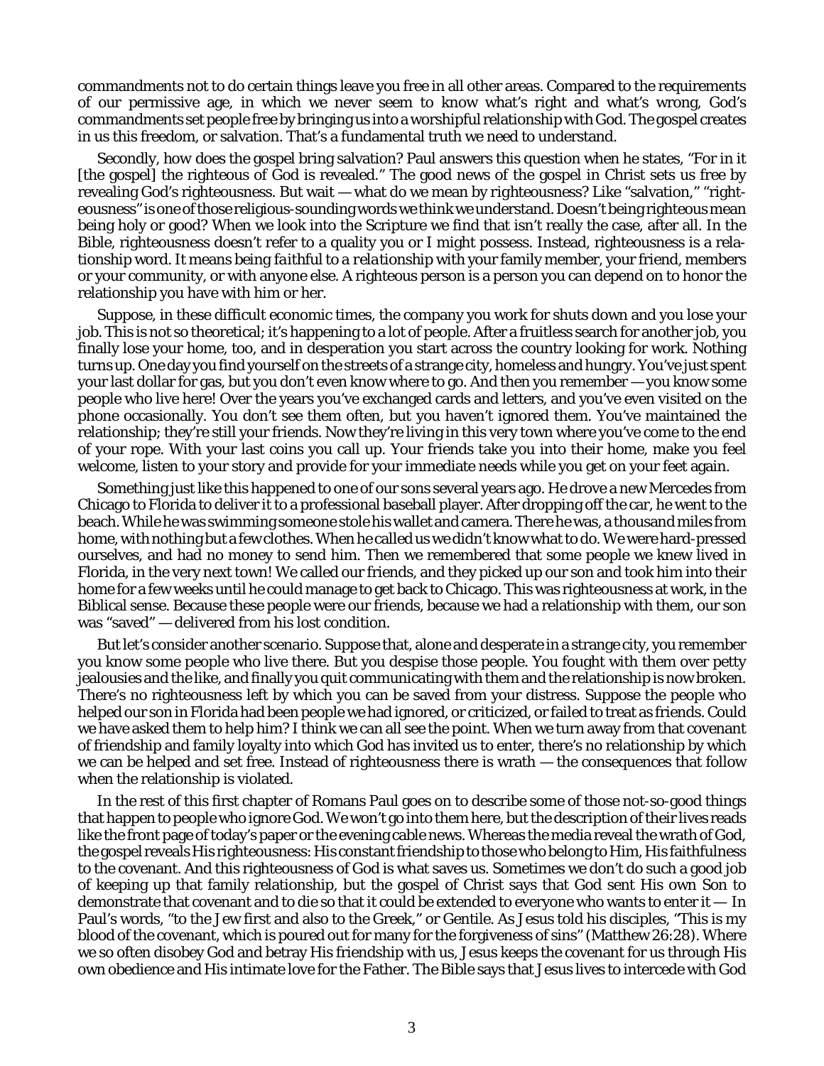commandments not to do certain things leave you free in all other areas. Compared to the requirements of our permissive age, in which we never seem to know what's right and what's wrong, God's commandments set people free by bringing us into a worshipful relationship with God. The gospel creates in us this freedom, or salvation. That's a fundamental truth we need to understand.

Secondly, how does the gospel bring salvation? Paul answers this question when he states, "For in it [the gospel] the righteous of God is revealed." The good news of the gospel in Christ sets us free by revealing God's righteousness. But wait — what do we mean by righteousness? Like "salvation," "righteousness" is one of those religious-sounding words we think we understand. Doesn't being righteous mean being holy or good? When we look into the Scripture we find that isn't really the case, after all. In the Bible, righteousness doesn't refer to a quality you or I might possess. Instead, righteousness is a relationship word. It means being *faithful to a relationship* with your family member, your friend, members or your community, or with anyone else. A righteous person is a person you can depend on to honor the relationship you have with him or her.

Suppose, in these difficult economic times, the company you work for shuts down and you lose your job. This is not so theoretical; it's happening to a lot of people. After a fruitless search for another job, you finally lose your home, too, and in desperation you start across the country looking for work. Nothing turns up. One day you find yourself on the streets of a strange city, homeless and hungry. You've just spent your last dollar for gas, but you don't even know where to go. And then you remember — you know some people who live here! Over the years you've exchanged cards and letters, and you've even visited on the phone occasionally. You don't see them often, but you haven't ignored them. You've maintained the relationship; they're still your friends. Now they're living in this very town where you've come to the end of your rope. With your last coins you call up. Your friends take you into their home, make you feel welcome, listen to your story and provide for your immediate needs while you get on your feet again.

Something just like this happened to one of our sons several years ago. He drove a new Mercedes from Chicago to Florida to deliver it to a professional baseball player. After dropping off the car, he went to the beach. While he was swimming someone stole his wallet and camera. There he was, a thousand miles from home, with nothing but a few clothes. When he called us we didn't know what to do. We were hard-pressed ourselves, and had no money to send him. Then we remembered that some people we knew lived in Florida, in the very next town! We called our friends, and they picked up our son and took him into their home for a few weeks until he could manage to get back to Chicago. This was righteousness at work, in the Biblical sense. Because these people were our friends, because we had a relationship with them, our son was "saved" — delivered from his lost condition.

But let's consider another scenario. Suppose that, alone and desperate in a strange city, you remember you know some people who live there. But you despise those people. You fought with them over petty jealousies and the like, and finally you quit communicating with them and the relationship is now broken. There's no righteousness left by which you can be saved from your distress. Suppose the people who helped our son in Florida had been people we had ignored, or criticized, or failed to treat as friends. Could we have asked them to help him? I think we can all see the point. When we turn away from that covenant of friendship and family loyalty into which God has invited us to enter, there's no relationship by which we can be helped and set free. Instead of righteousness there is wrath — the consequences that follow when the relationship is violated.

In the rest of this first chapter of Romans Paul goes on to describe some of those not-so-good things that happen to people who ignore God. We won't go into them here, but the description of their lives reads like the front page of today's paper or the evening cable news. Whereas the media reveal the wrath of God, the gospel reveals His righteousness: His constant friendship to those who belong to Him, His faithfulness to the covenant. And this righteousness of God is what saves us. Sometimes we don't do such a good job of keeping up that family relationship, but the gospel of Christ says that God sent His own Son to demonstrate that covenant and to die so that it could be extended to everyone who wants to enter it — In Paul's words, "to the Jew first and also to the Greek," or Gentile. As Jesus told his disciples, "This is my blood of the covenant, which is poured out for many for the forgiveness of sins" (Matthew 26:28). Where we so often disobey God and betray His friendship with us, Jesus keeps the covenant for us through His own obedience and His intimate love for the Father. The Bible says that Jesus lives to intercede with God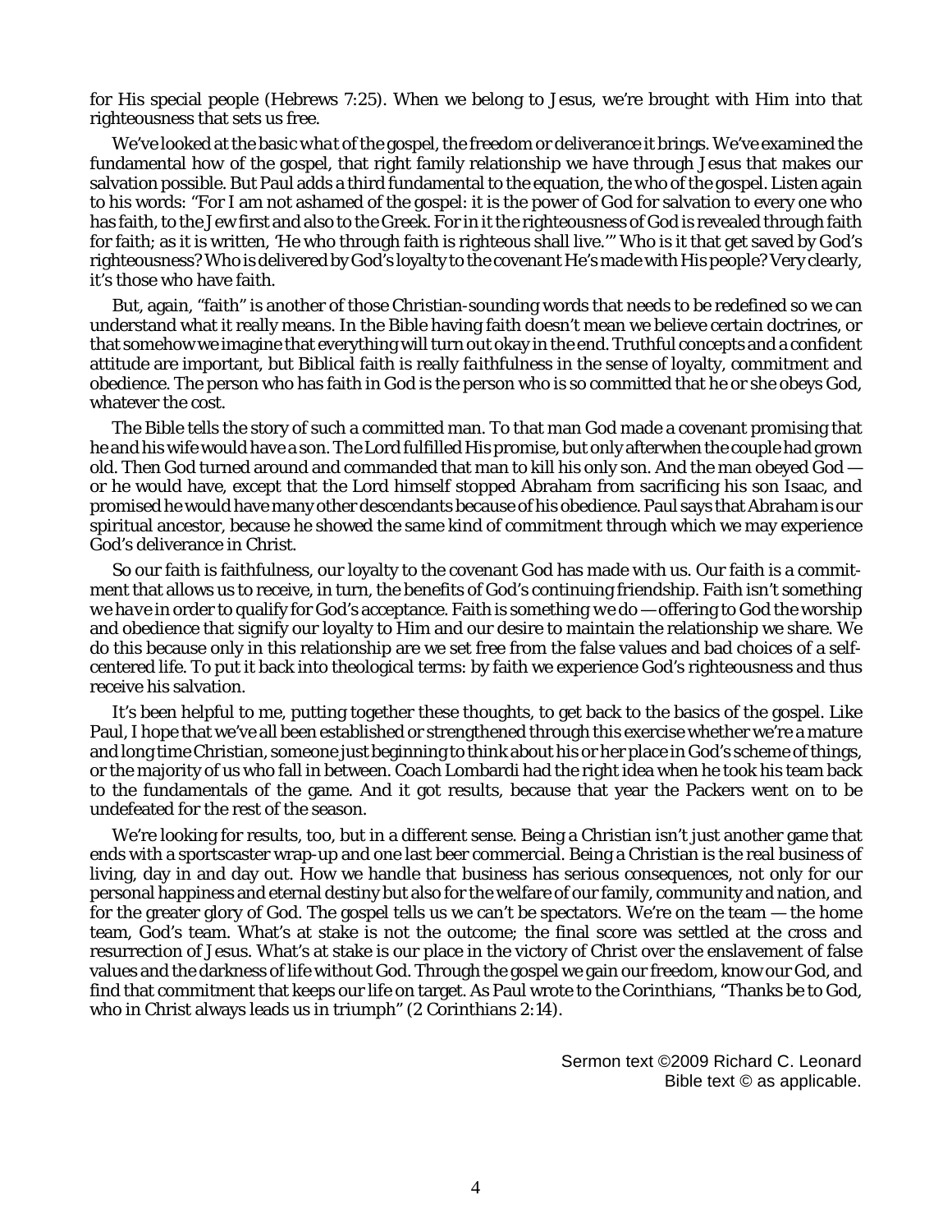for His special people (Hebrews 7:25). When we belong to Jesus, we're brought with Him into that righteousness that sets us free.

We've looked at the basic *what* of the gospel, the freedom or deliverance it brings. We've examined the fundamental *how* of the gospel, that right family relationship we have through Jesus that makes our salvation possible. But Paul adds a third fundamental to the equation, the *who* of the gospel. Listen again to his words: "For I am not ashamed of the gospel: it is the power of God for salvation to every one who has faith, to the Jew first and also to the Greek. For in it the righteousness of God is revealed through faith for faith; as it is written, 'He who through faith is righteous shall live.'" Who is it that get saved by God's righteousness? Who is delivered by God's loyalty to the covenant He's made with His people? Very clearly, it's those who have faith.

But, again, "faith" is another of those Christian-sounding words that needs to be redefined so we can understand what it really means. In the Bible having faith doesn't mean we believe certain doctrines, or that somehow we imagine that everything will turn out okay in the end. Truthful concepts and a confident attitude are important, but Biblical faith is really *faithfulness* in the sense of loyalty, commitment and obedience. The person who has faith in God is the person who is so committed that he or she obeys God, whatever the cost.

The Bible tells the story of such a committed man. To that man God made a covenant promising that he and his wife would have a son. The Lord fulfilled His promise, but only afterwhen the couple had grown old. Then God turned around and commanded that man to kill his only son. And the man obeyed God — or he would have, except that the Lord himself stopped Abraham from sacrificing his son Isaac, and promised he would have many other descendants because of his obedience. Paul says that Abraham is our spiritual ancestor, because he showed the same kind of commitment through which we may experience God's deliverance in Christ.

So our faith is faithfulness, our loyalty to the covenant God has made with us. Our faith is a commitment that allows us to receive, in turn, the benefits of God's continuing friendship. Faith isn't something we *have* in order to qualify for God's acceptance. Faith is something we *do* — offering to God the worship and obedience that signify our loyalty to Him and our desire to maintain the relationship we share. We do this because only in this relationship are we set free from the false values and bad choices of a self-centered life. To put it back into theological terms: by faith we experience God's righteousness and thus receive his salvation.

It's been helpful to me, putting together these thoughts, to get back to the basics of the gospel. Like Paul, I hope that we've all been established or strengthened through this exercise whether we're a mature and long time Christian, someone just beginning to think about his or her place in God's scheme of things, or the majority of us who fall in between. Coach Lombardi had the right idea when he took his team back to the fundamentals of the game. And it got results, because that year the Packers went on to be undefeated for the rest of the season.

We're looking for results, too, but in a different sense. Being a Christian isn't just another game that ends with a sportscaster wrap-up and one last beer commercial. Being a Christian is the real business of living, day in and day out. How we handle that business has serious consequences, not only for our personal happiness and eternal destiny but also for the welfare of our family, community and nation, and for the greater glory of God. The gospel tells us we can't be spectators. We're on the team — the home team, God's team. What's at stake is not the outcome; the final score was settled at the cross and resurrection of Jesus. What's at stake is our place in the victory of Christ over the enslavement of false values and the darkness of life without God. Through the gospel we gain our freedom, know our God, and find that commitment that keeps our life on target. As Paul wrote to the Corinthians, "Thanks be to God, who in Christ always leads us in triumph" (2 Corinthians 2:14).

Sermon text ©2009 Richard C. Leonard
Bible text © as applicable.